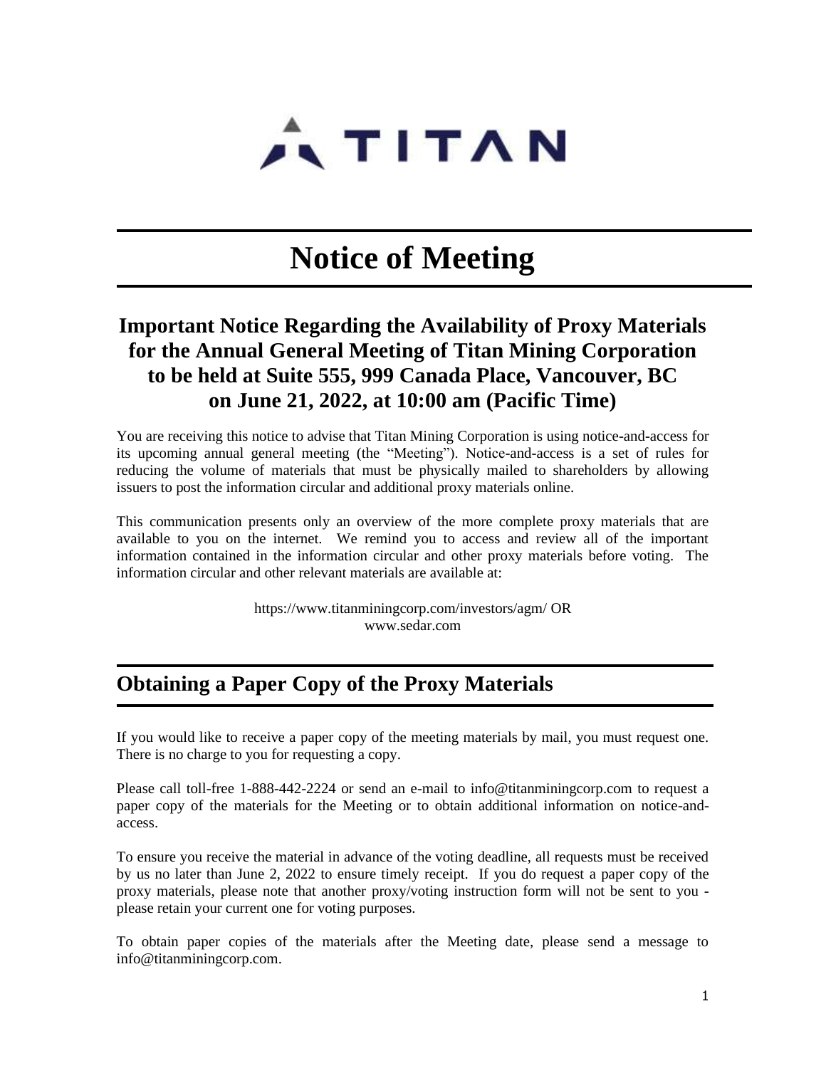TITAN

# Notice of Meeting

## Important Notice Regarding the Availability of Proxy Materials for the Annual General Meeting of Titan Mining Corporation to be held at Suite 555, 999 Canada Place, Vancouver, BC on June 21, 2022, at 10:00 am (Pacific Time)

You are receiving this notice to advise that Titan Mining Corporation is using notice-and-access for its upcoming annual general meeting (the "Meeting"). Notice-and-access is a set of rules for reducing the volume of materials that must be physically mailed to shareholders by allowing issuers to post the information circular and additional proxy materials online.

This communication presents only an overview of the more complete proxy materials that are available to you on the internet. We remind you to access and review all of the important information contained in the information circular and other proxy materials before voting. The information circular and other relevant materials are available at:

https://www.titanminingcorp.com/investors/agm/ OR
www.sedar.com

## Obtaining a Paper Copy of the Proxy Materials

If you would like to receive a paper copy of the meeting materials by mail, you must request one. There is no charge to you for requesting a copy.

Please call toll-free 1-888-442-2224 or send an e-mail to info@titanminingcorp.com to request a paper copy of the materials for the Meeting or to obtain additional information on notice-and-access.

To ensure you receive the material in advance of the voting deadline, all requests must be received by us no later than June 2, 2022 to ensure timely receipt. If you do request a paper copy of the proxy materials, please note that another proxy/voting instruction form will not be sent to you - please retain your current one for voting purposes.

To obtain paper copies of the materials after the Meeting date, please send a message to info@titanminingcorp.com.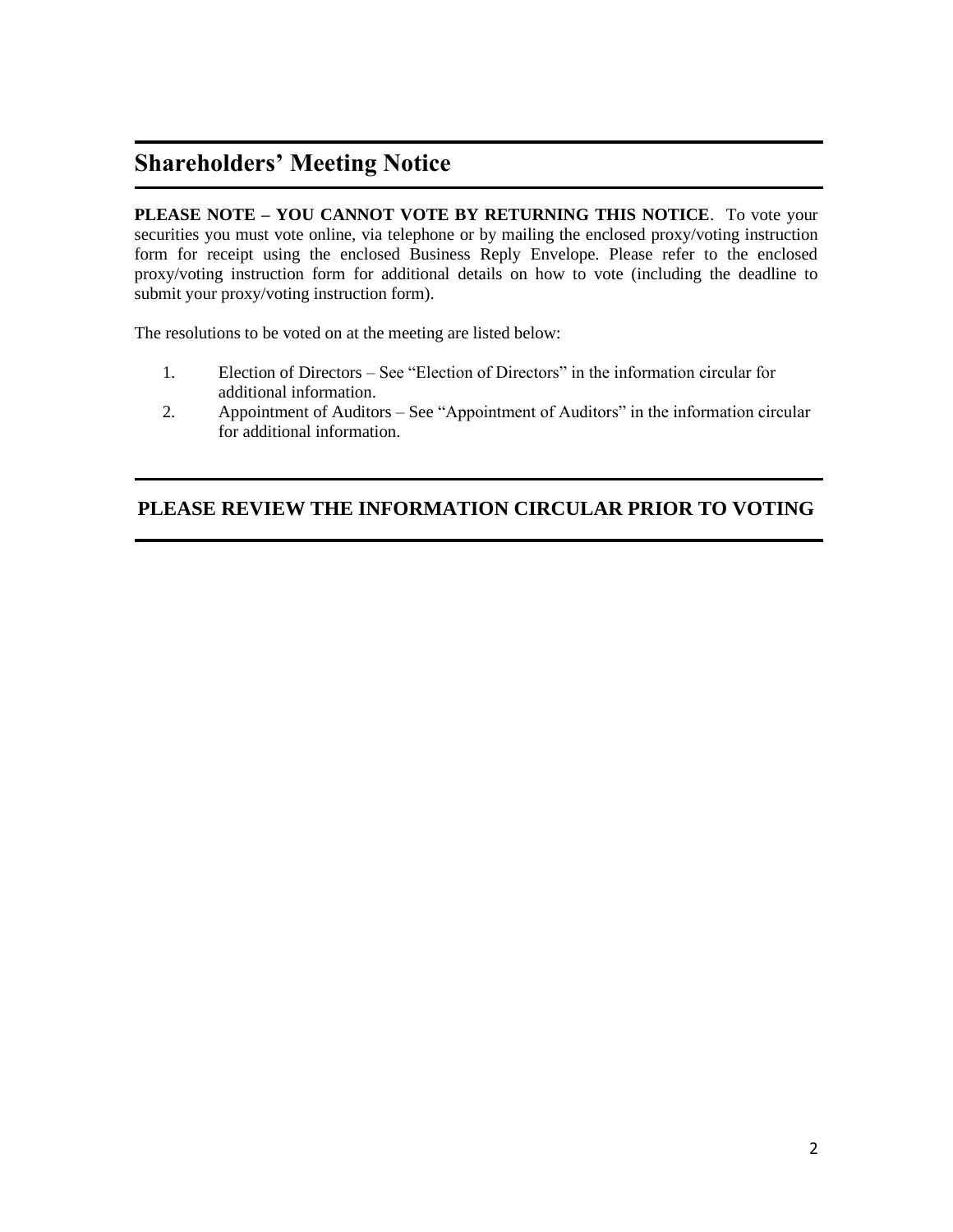# Shareholders' Meeting Notice

**PLEASE NOTE – YOU CANNOT VOTE BY RETURNING THIS NOTICE**. To vote your securities you must vote online, via telephone or by mailing the enclosed proxy/voting instruction form for receipt using the enclosed Business Reply Envelope. Please refer to the enclosed proxy/voting instruction form for additional details on how to vote (including the deadline to submit your proxy/voting instruction form).

The resolutions to be voted on at the meeting are listed below:

1. Election of Directors – See "Election of Directors" in the information circular for additional information.
2. Appointment of Auditors – See "Appointment of Auditors" in the information circular for additional information.

## PLEASE REVIEW THE INFORMATION CIRCULAR PRIOR TO VOTING